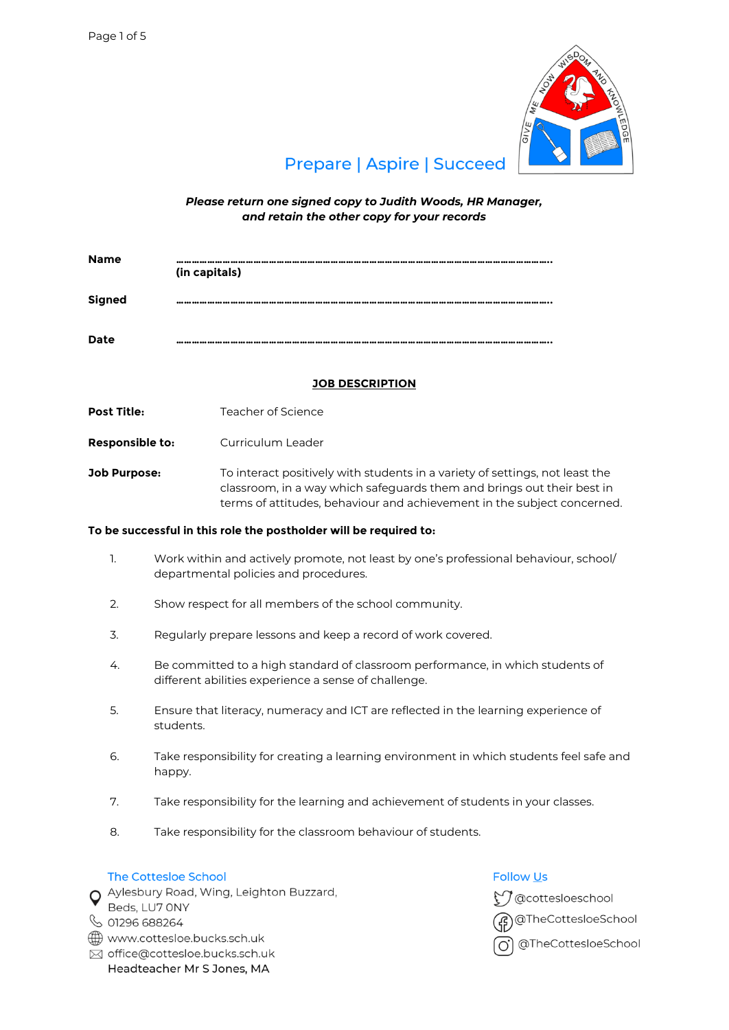Prepare | Aspire | Succeed

***Please return one signed copy to Judith Woods, HR Manager, and retain the other copy for your records***

**Name** …………………………………………………………………………………………………………
**(in capitals)**

**Signed** …………………………………………………………………………………………………………

**Date** …………………………………………………………………………………………………………

## JOB DESCRIPTION

**Post Title:** Teacher of Science

**Responsible to:** Curriculum Leader

**Job Purpose:** To interact positively with students in a variety of settings, not least the classroom, in a way which safeguards them and brings out their best in terms of attitudes, behaviour and achievement in the subject concerned.

**To be successful in this role the postholder will be required to:**

1. Work within and actively promote, not least by one's professional behaviour, school/ departmental policies and procedures.
2. Show respect for all members of the school community.
3. Regularly prepare lessons and keep a record of work covered.
4. Be committed to a high standard of classroom performance, in which students of different abilities experience a sense of challenge.
5. Ensure that literacy, numeracy and ICT are reflected in the learning experience of students.
6. Take responsibility for creating a learning environment in which students feel safe and happy.
7. Take responsibility for the learning and achievement of students in your classes.
8. Take responsibility for the classroom behaviour of students.

The Cottesloe School
Aylesbury Road, Wing, Leighton Buzzard, Beds, LU7 0NY
01296 688264
www.cottesloe.bucks.sch.uk
office@cottesloe.bucks.sch.uk
Headteacher Mr S Jones, MA

Follow Us
@cottesloeschool
@TheCottesloeSchool
@TheCottesloeSchool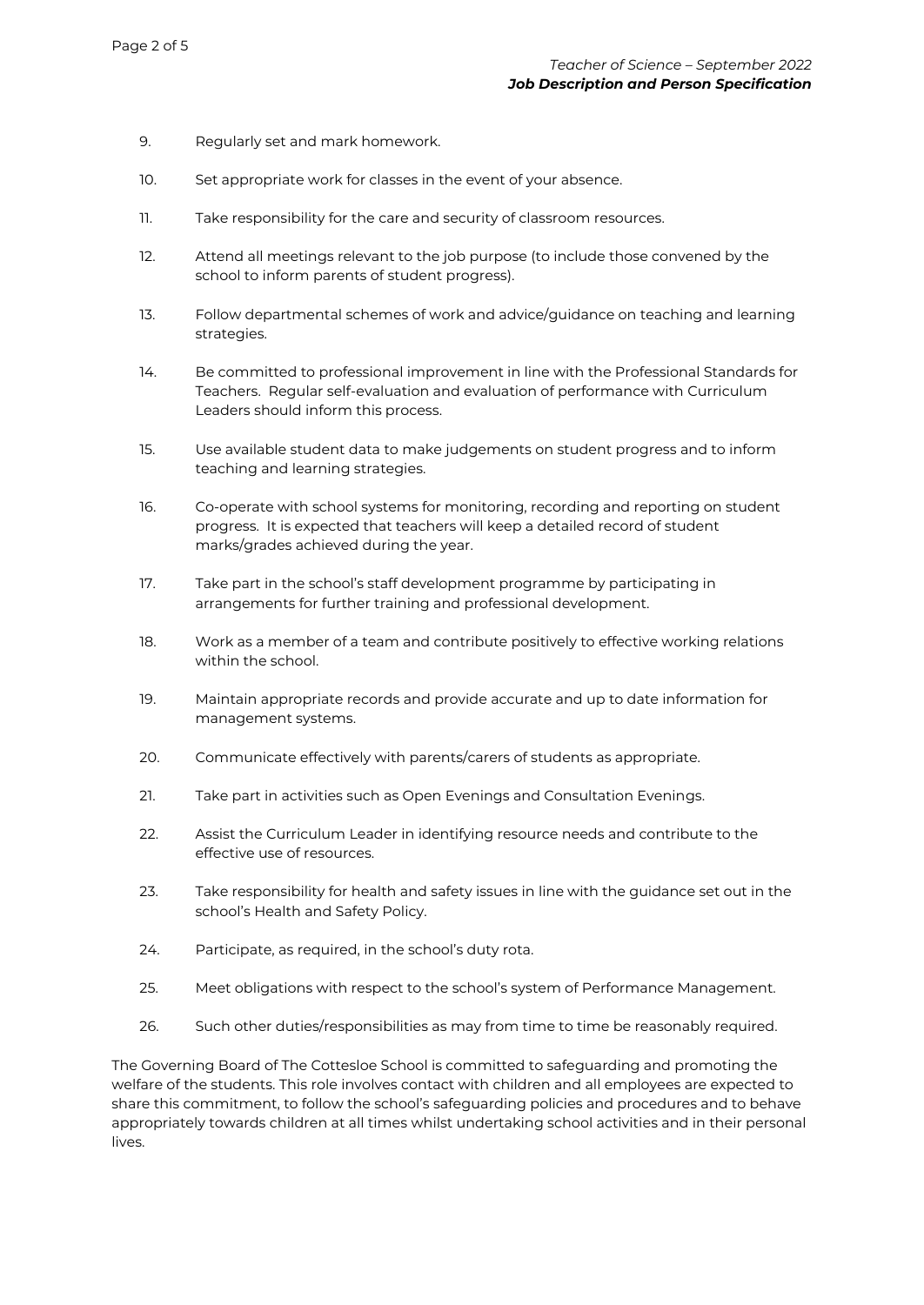9. Regularly set and mark homework.

10. Set appropriate work for classes in the event of your absence.

11. Take responsibility for the care and security of classroom resources.

12. Attend all meetings relevant to the job purpose (to include those convened by the school to inform parents of student progress).

13. Follow departmental schemes of work and advice/guidance on teaching and learning strategies.

14. Be committed to professional improvement in line with the Professional Standards for Teachers. Regular self-evaluation and evaluation of performance with Curriculum Leaders should inform this process.

15. Use available student data to make judgements on student progress and to inform teaching and learning strategies.

16. Co-operate with school systems for monitoring, recording and reporting on student progress. It is expected that teachers will keep a detailed record of student marks/grades achieved during the year.

17. Take part in the school's staff development programme by participating in arrangements for further training and professional development.

18. Work as a member of a team and contribute positively to effective working relations within the school.

19. Maintain appropriate records and provide accurate and up to date information for management systems.

20. Communicate effectively with parents/carers of students as appropriate.

21. Take part in activities such as Open Evenings and Consultation Evenings.

22. Assist the Curriculum Leader in identifying resource needs and contribute to the effective use of resources.

23. Take responsibility for health and safety issues in line with the guidance set out in the school's Health and Safety Policy.

24. Participate, as required, in the school's duty rota.

25. Meet obligations with respect to the school's system of Performance Management.

26. Such other duties/responsibilities as may from time to time be reasonably required.

The Governing Board of The Cottesloe School is committed to safeguarding and promoting the welfare of the students. This role involves contact with children and all employees are expected to share this commitment, to follow the school's safeguarding policies and procedures and to behave appropriately towards children at all times whilst undertaking school activities and in their personal lives.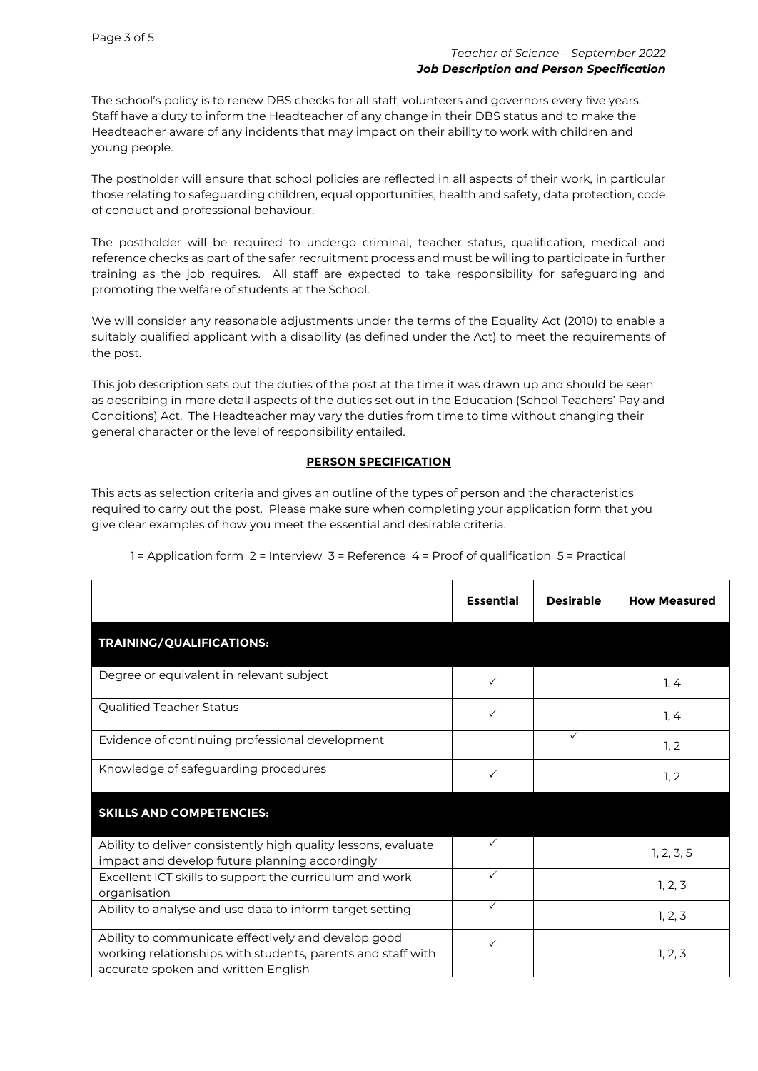The school's policy is to renew DBS checks for all staff, volunteers and governors every five years. Staff have a duty to inform the Headteacher of any change in their DBS status and to make the Headteacher aware of any incidents that may impact on their ability to work with children and young people.

The postholder will ensure that school policies are reflected in all aspects of their work, in particular those relating to safeguarding children, equal opportunities, health and safety, data protection, code of conduct and professional behaviour.

The postholder will be required to undergo criminal, teacher status, qualification, medical and reference checks as part of the safer recruitment process and must be willing to participate in further training as the job requires. All staff are expected to take responsibility for safeguarding and promoting the welfare of students at the School.

We will consider any reasonable adjustments under the terms of the Equality Act (2010) to enable a suitably qualified applicant with a disability (as defined under the Act) to meet the requirements of the post.

This job description sets out the duties of the post at the time it was drawn up and should be seen as describing in more detail aspects of the duties set out in the Education (School Teachers' Pay and Conditions) Act. The Headteacher may vary the duties from time to time without changing their general character or the level of responsibility entailed.

## PERSON SPECIFICATION

This acts as selection criteria and gives an outline of the types of person and the characteristics required to carry out the post. Please make sure when completing your application form that you give clear examples of how you meet the essential and desirable criteria.

1 = Application form 2 = Interview 3 = Reference 4 = Proof of qualification 5 = Practical

| | Essential | Desirable | How Measured |
|---|---|---|---|
| **TRAINING/QUALIFICATIONS:** | | | |
| Degree or equivalent in relevant subject | ✓ | | 1, 4 |
| Qualified Teacher Status | ✓ | | 1, 4 |
| Evidence of continuing professional development | | ✓ | 1, 2 |
| Knowledge of safeguarding procedures | ✓ | | 1, 2 |
| **SKILLS AND COMPETENCIES:** | | | |
| Ability to deliver consistently high quality lessons, evaluate impact and develop future planning accordingly | ✓ | | 1, 2, 3, 5 |
| Excellent ICT skills to support the curriculum and work organisation | ✓ | | 1, 2, 3 |
| Ability to analyse and use data to inform target setting | ✓ | | 1, 2, 3 |
| Ability to communicate effectively and develop good working relationships with students, parents and staff with accurate spoken and written English | ✓ | | 1, 2, 3 |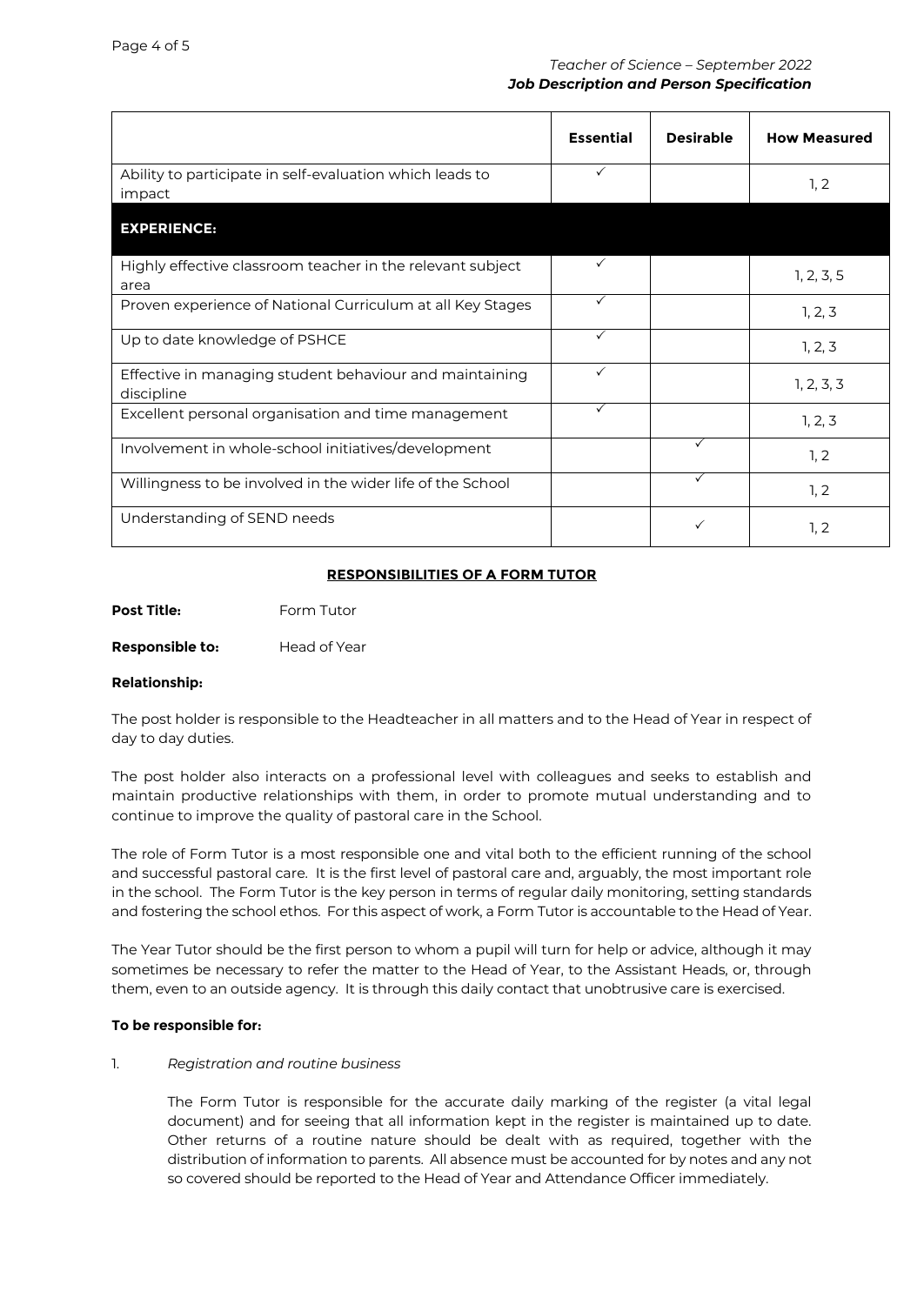| | Essential | Desirable | How Measured |
|---|---|---|---|
| Ability to participate in self-evaluation which leads to impact | ✓ | | 1, 2 |
| **EXPERIENCE:** | | | |
| Highly effective classroom teacher in the relevant subject area | ✓ | | 1, 2, 3, 5 |
| Proven experience of National Curriculum at all Key Stages | ✓ | | 1, 2, 3 |
| Up to date knowledge of PSHCE | ✓ | | 1, 2, 3 |
| Effective in managing student behaviour and maintaining discipline | ✓ | | 1, 2, 3, 3 |
| Excellent personal organisation and time management | ✓ | | 1, 2, 3 |
| Involvement in whole-school initiatives/development | | ✓ | 1, 2 |
| Willingness to be involved in the wider life of the School | | ✓ | 1, 2 |
| Understanding of SEND needs | | ✓ | 1, 2 |

## RESPONSIBILITIES OF A FORM TUTOR

**Post Title:** Form Tutor

**Responsible to:** Head of Year

**Relationship:**

The post holder is responsible to the Headteacher in all matters and to the Head of Year in respect of day to day duties.

The post holder also interacts on a professional level with colleagues and seeks to establish and maintain productive relationships with them, in order to promote mutual understanding and to continue to improve the quality of pastoral care in the School.

The role of Form Tutor is a most responsible one and vital both to the efficient running of the school and successful pastoral care. It is the first level of pastoral care and, arguably, the most important role in the school. The Form Tutor is the key person in terms of regular daily monitoring, setting standards and fostering the school ethos. For this aspect of work, a Form Tutor is accountable to the Head of Year.

The Year Tutor should be the first person to whom a pupil will turn for help or advice, although it may sometimes be necessary to refer the matter to the Head of Year, to the Assistant Heads, or, through them, even to an outside agency. It is through this daily contact that unobtrusive care is exercised.

**To be responsible for:**

1. *Registration and routine business*

   The Form Tutor is responsible for the accurate daily marking of the register (a vital legal document) and for seeing that all information kept in the register is maintained up to date. Other returns of a routine nature should be dealt with as required, together with the distribution of information to parents. All absence must be accounted for by notes and any not so covered should be reported to the Head of Year and Attendance Officer immediately.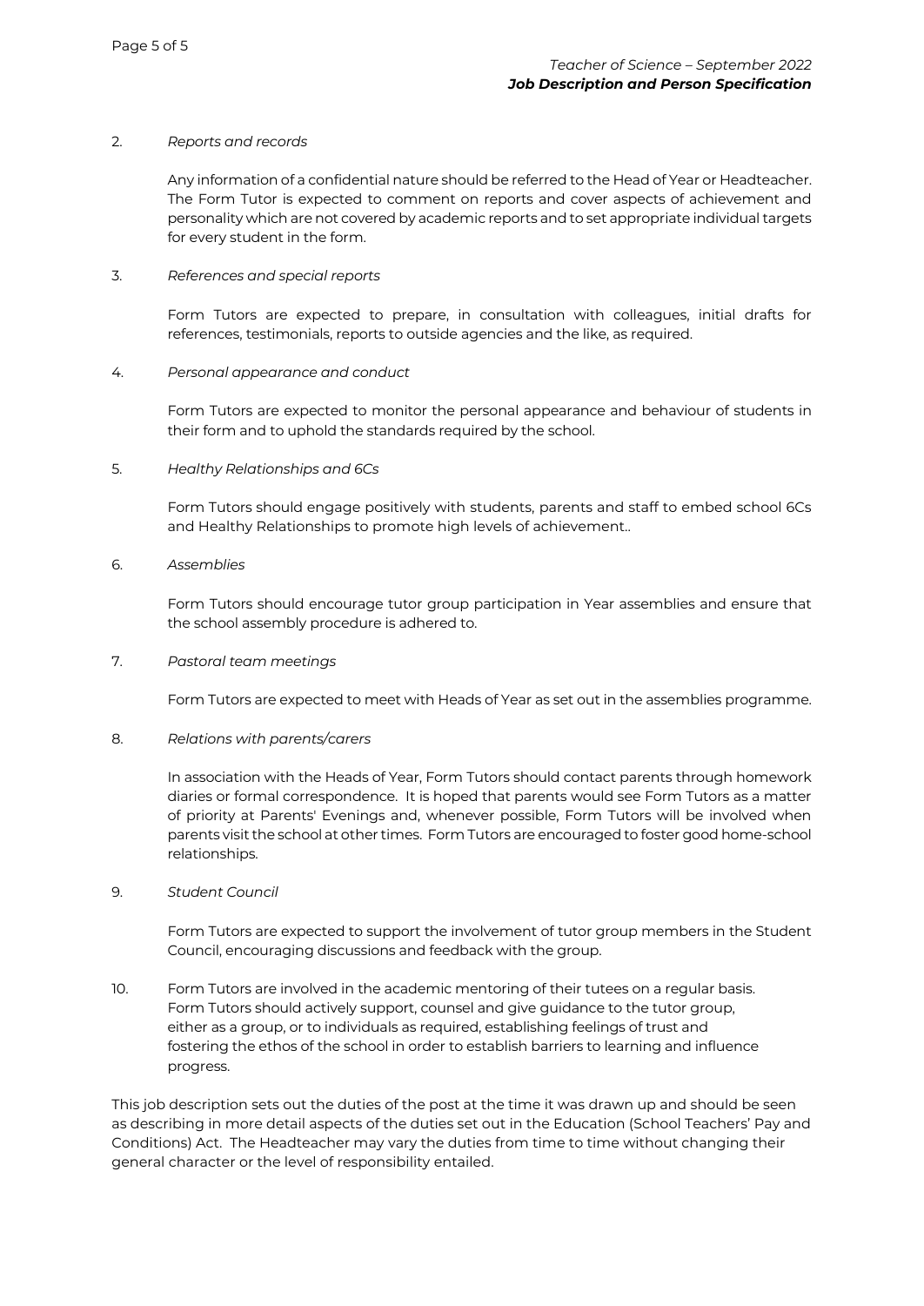2. *Reports and records*

   Any information of a confidential nature should be referred to the Head of Year or Headteacher. The Form Tutor is expected to comment on reports and cover aspects of achievement and personality which are not covered by academic reports and to set appropriate individual targets for every student in the form.

3. *References and special reports*

   Form Tutors are expected to prepare, in consultation with colleagues, initial drafts for references, testimonials, reports to outside agencies and the like, as required.

4. *Personal appearance and conduct*

   Form Tutors are expected to monitor the personal appearance and behaviour of students in their form and to uphold the standards required by the school.

5. *Healthy Relationships and 6Cs*

   Form Tutors should engage positively with students, parents and staff to embed school 6Cs and Healthy Relationships to promote high levels of achievement..

6. *Assemblies*

   Form Tutors should encourage tutor group participation in Year assemblies and ensure that the school assembly procedure is adhered to.

7. *Pastoral team meetings*

   Form Tutors are expected to meet with Heads of Year as set out in the assemblies programme.

8. *Relations with parents/carers*

   In association with the Heads of Year, Form Tutors should contact parents through homework diaries or formal correspondence. It is hoped that parents would see Form Tutors as a matter of priority at Parents' Evenings and, whenever possible, Form Tutors will be involved when parents visit the school at other times. Form Tutors are encouraged to foster good home-school relationships.

9. *Student Council*

   Form Tutors are expected to support the involvement of tutor group members in the Student Council, encouraging discussions and feedback with the group.

10. Form Tutors are involved in the academic mentoring of their tutees on a regular basis. Form Tutors should actively support, counsel and give guidance to the tutor group, either as a group, or to individuals as required, establishing feelings of trust and fostering the ethos of the school in order to establish barriers to learning and influence progress.

This job description sets out the duties of the post at the time it was drawn up and should be seen as describing in more detail aspects of the duties set out in the Education (School Teachers' Pay and Conditions) Act. The Headteacher may vary the duties from time to time without changing their general character or the level of responsibility entailed.